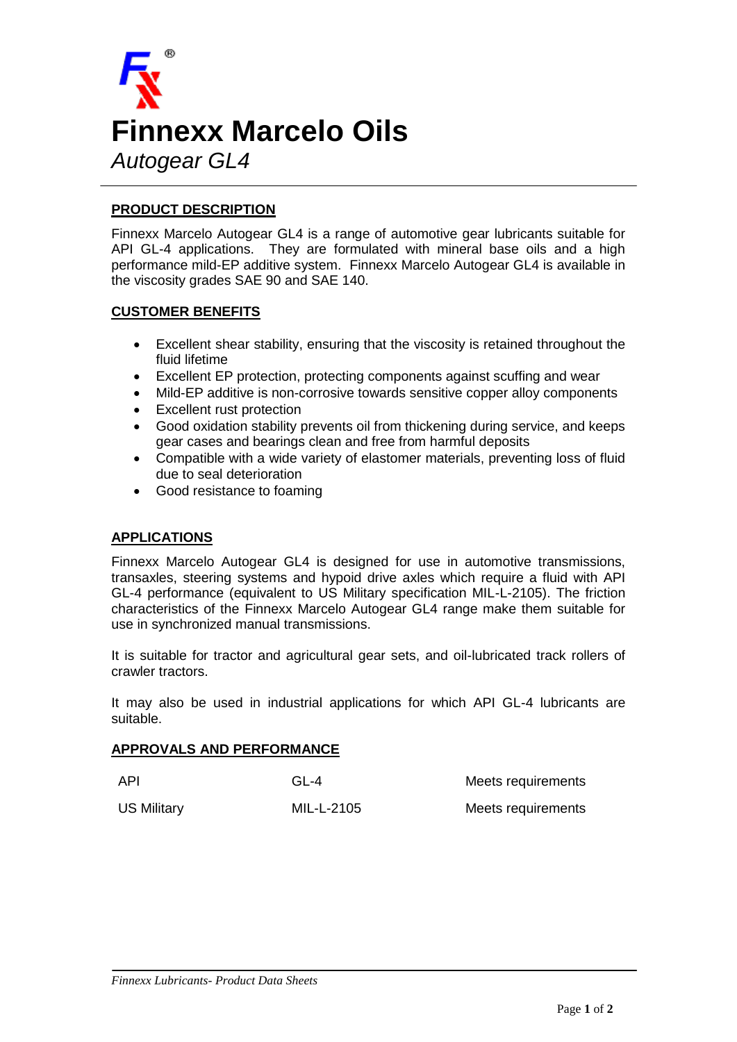# Finnexx Marcelo Oils

*Autogear GL4*

## PRODUCT DESCRIPTION

Finnexx Marcelo Autogear GL4 is a range of automotive gear lubricants suitable for API GL-4 applications. They are formulated with mineral base oils and a high performance mild-EP additive system. Finnexx Marcelo Autogear GL4 is available in the viscosity grades SAE 90 and SAE 140.

## CUSTOMER BENEFITS

- Excellent shear stability, ensuring that the viscosity is retained throughout the fluid lifetime
- Excellent EP protection, protecting components against scuffing and wear
- Mild-EP additive is non-corrosive towards sensitive copper alloy components
- Excellent rust protection
- Good oxidation stability prevents oil from thickening during service, and keeps gear cases and bearings clean and free from harmful deposits
- Compatible with a wide variety of elastomer materials, preventing loss of fluid due to seal deterioration
- Good resistance to foaming

## APPLICATIONS

Finnexx Marcelo Autogear GL4 is designed for use in automotive transmissions, transaxles, steering systems and hypoid drive axles which require a fluid with API GL-4 performance (equivalent to US Military specification MIL-L-2105). The friction characteristics of the Finnexx Marcelo Autogear GL4 range make them suitable for use in synchronized manual transmissions.

It is suitable for tractor and agricultural gear sets, and oil-lubricated track rollers of crawler tractors.

It may also be used in industrial applications for which API GL-4 lubricants are suitable.

## APPROVALS AND PERFORMANCE

| | | |
|---|---|---|
| API | GL-4 | Meets requirements |
| US Military | MIL-L-2105 | Meets requirements |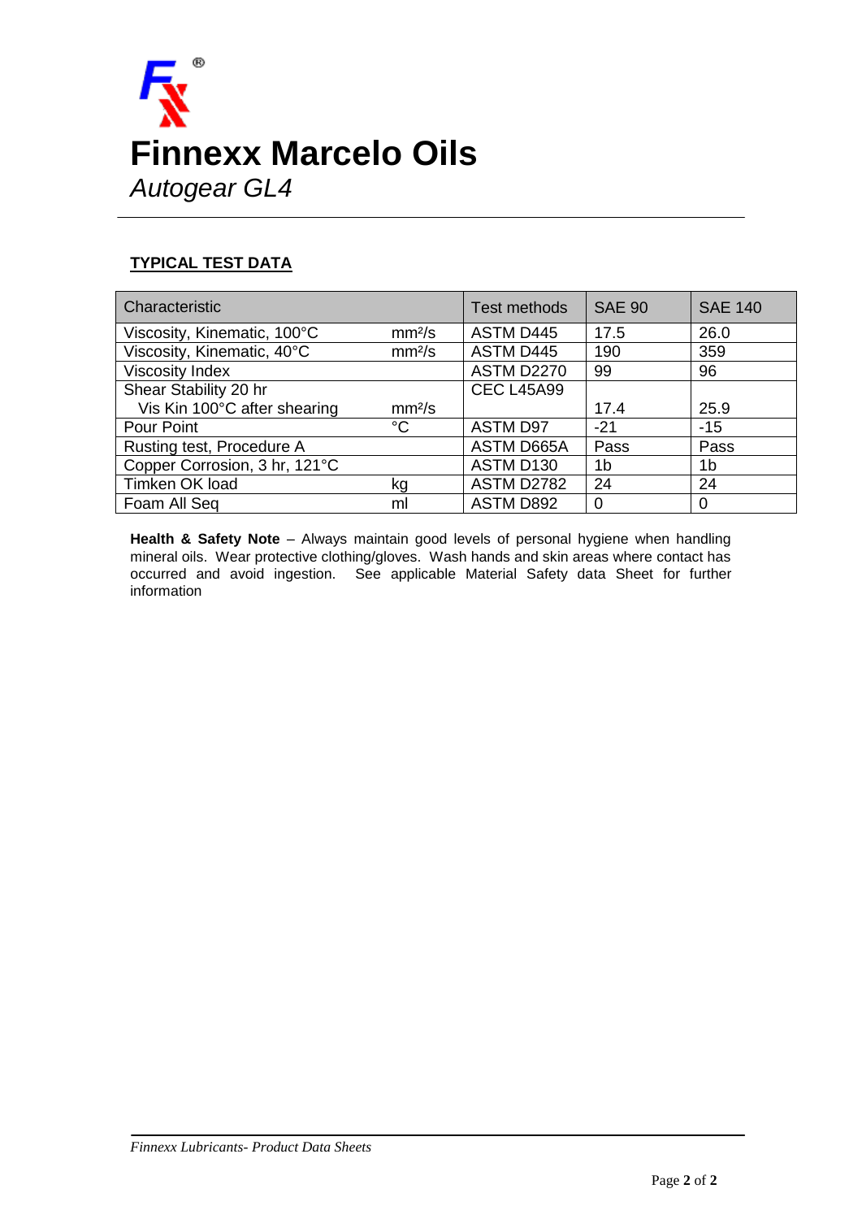# Finnexx Marcelo Oils

*Autogear GL4*

## TYPICAL TEST DATA

| Characteristic | | Test methods | SAE 90 | SAE 140 |
|---|---|---|---|---|
| Viscosity, Kinematic, 100°C | mm²/s | ASTM D445 | 17.5 | 26.0 |
| Viscosity, Kinematic, 40°C | mm²/s | ASTM D445 | 190 | 359 |
| Viscosity Index | | ASTM D2270 | 99 | 96 |
| Shear Stability 20 hr<br>Vis Kin 100°C after shearing | mm²/s | CEC L45A99 | 17.4 | 25.9 |
| Pour Point | °C | ASTM D97 | -21 | -15 |
| Rusting test, Procedure A | | ASTM D665A | Pass | Pass |
| Copper Corrosion, 3 hr, 121°C | | ASTM D130 | 1b | 1b |
| Timken OK load | kg | ASTM D2782 | 24 | 24 |
| Foam All Seq | ml | ASTM D892 | 0 | 0 |

**Health & Safety Note** – Always maintain good levels of personal hygiene when handling mineral oils. Wear protective clothing/gloves. Wash hands and skin areas where contact has occurred and avoid ingestion. See applicable Material Safety data Sheet for further information